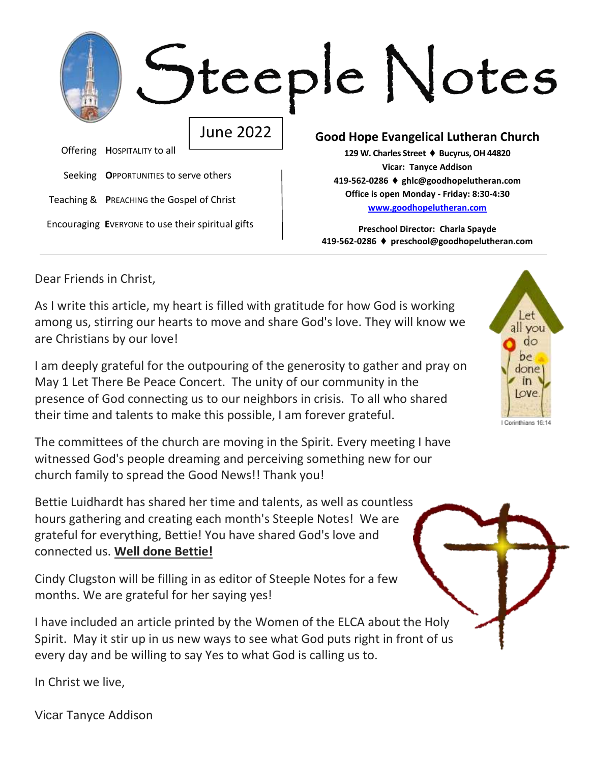# Steeple Notes

June 2022

Offering **H**OSPITALITY to all

Seeking **O**PPORTUNITIES to serve others

Teaching & **P**REACHING the Gospel of Christ

Encouraging **E**VERYONE to use their spiritual gifts

**Good Hope Evangelical Lutheran Church**

**129 W. Charles Street ♦ Bucyrus, OH 44820**
**Vicar: Tanyce Addison**
**419-562-0286 ♦ ghlc@goodhopelutheran.com**
**Office is open Monday - Friday: 8:30-4:30**
**www.goodhopelutheran.com**

**Preschool Director: Charla Spayde**
**419-562-0286 ♦ preschool@goodhopelutheran.com**

---

Dear Friends in Christ,

As I write this article, my heart is filled with gratitude for how God is working among us, stirring our hearts to move and share God's love. They will know we are Christians by our love!

I am deeply grateful for the outpouring of the generosity to gather and pray on May 1 Let There Be Peace Concert. The unity of our community in the presence of God connecting us to our neighbors in crisis. To all who shared their time and talents to make this possible, I am forever grateful.

Let all you do be done in Love.
I Corinthians 16:14

The committees of the church are moving in the Spirit. Every meeting I have witnessed God's people dreaming and perceiving something new for our church family to spread the Good News!! Thank you!

Bettie Luidhardt has shared her time and talents, as well as countless hours gathering and creating each month's Steeple Notes! We are grateful for everything, Bettie! You have shared God's love and connected us. **Well done Bettie!**

Cindy Clugston will be filling in as editor of Steeple Notes for a few months. We are grateful for her saying yes!

I have included an article printed by the Women of the ELCA about the Holy Spirit. May it stir up in us new ways to see what God puts right in front of us every day and be willing to say Yes to what God is calling us to.

In Christ we live,

Vicar Tanyce Addison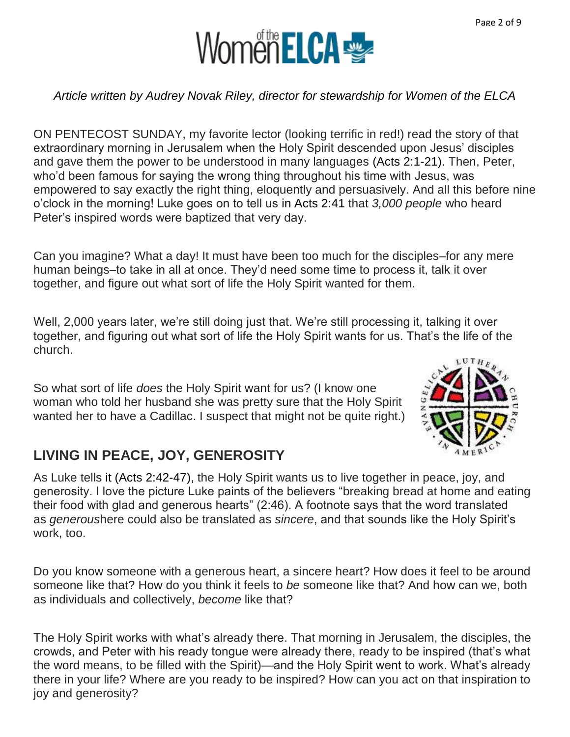*Article written by Audrey Novak Riley, director for stewardship for Women of the ELCA*

ON PENTECOST SUNDAY, my favorite lector (looking terrific in red!) read the story of that extraordinary morning in Jerusalem when the Holy Spirit descended upon Jesus' disciples and gave them the power to be understood in many languages (Acts 2:1-21). Then, Peter, who'd been famous for saying the wrong thing throughout his time with Jesus, was empowered to say exactly the right thing, eloquently and persuasively. And all this before nine o'clock in the morning! Luke goes on to tell us in Acts 2:41 that *3,000 people* who heard Peter's inspired words were baptized that very day.

Can you imagine? What a day! It must have been too much for the disciples–for any mere human beings–to take in all at once. They'd need some time to process it, talk it over together, and figure out what sort of life the Holy Spirit wanted for them.

Well, 2,000 years later, we're still doing just that. We're still processing it, talking it over together, and figuring out what sort of life the Holy Spirit wants for us. That's the life of the church.

So what sort of life *does* the Holy Spirit want for us? (I know one woman who told her husband she was pretty sure that the Holy Spirit wanted her to have a Cadillac. I suspect that might not be quite right.)

## LIVING IN PEACE, JOY, GENEROSITY

As Luke tells it (Acts 2:42-47), the Holy Spirit wants us to live together in peace, joy, and generosity. I love the picture Luke paints of the believers "breaking bread at home and eating their food with glad and generous hearts" (2:46). A footnote says that the word translated as *generous*here could also be translated as *sincere*, and that sounds like the Holy Spirit's work, too.

Do you know someone with a generous heart, a sincere heart? How does it feel to be around someone like that? How do you think it feels to *be* someone like that? And how can we, both as individuals and collectively, *become* like that?

The Holy Spirit works with what's already there. That morning in Jerusalem, the disciples, the crowds, and Peter with his ready tongue were already there, ready to be inspired (that's what the word means, to be filled with the Spirit)—and the Holy Spirit went to work. What's already there in your life? Where are you ready to be inspired? How can you act on that inspiration to joy and generosity?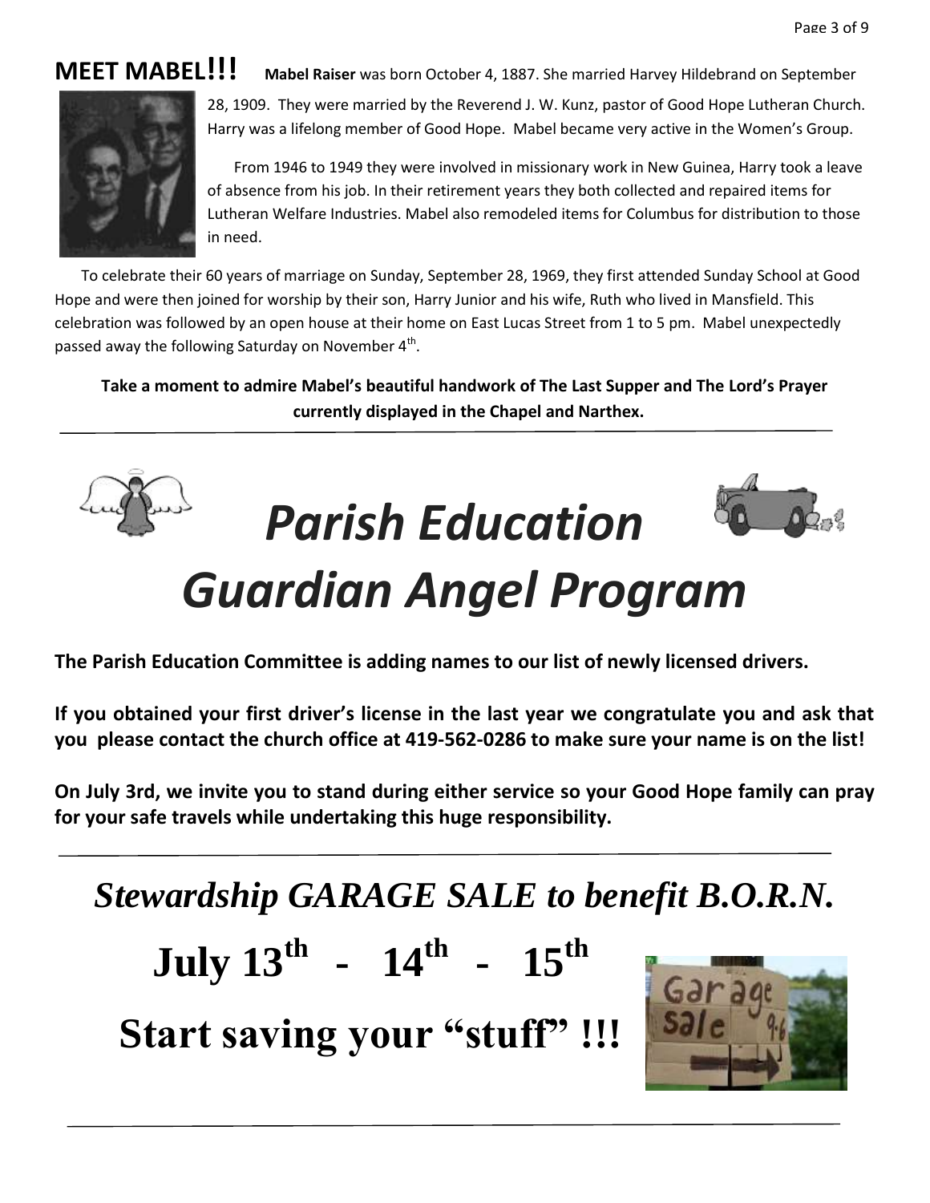## MEET MABEL!!!

**Mabel Raiser** was born October 4, 1887. She married Harvey Hildebrand on September 28, 1909. They were married by the Reverend J. W. Kunz, pastor of Good Hope Lutheran Church. Harry was a lifelong member of Good Hope. Mabel became very active in the Women's Group.

From 1946 to 1949 they were involved in missionary work in New Guinea, Harry took a leave of absence from his job. In their retirement years they both collected and repaired items for Lutheran Welfare Industries. Mabel also remodeled items for Columbus for distribution to those in need.

To celebrate their 60 years of marriage on Sunday, September 28, 1969, they first attended Sunday School at Good Hope and were then joined for worship by their son, Harry Junior and his wife, Ruth who lived in Mansfield. This celebration was followed by an open house at their home on East Lucas Street from 1 to 5 pm. Mabel unexpectedly passed away the following Saturday on November 4th.

**Take a moment to admire Mabel's beautiful handwork of The Last Supper and The Lord's Prayer currently displayed in the Chapel and Narthex.**

---

# *Parish Education Guardian Angel Program*

**The Parish Education Committee is adding names to our list of newly licensed drivers.**

**If you obtained your first driver's license in the last year we congratulate you and ask that you please contact the church office at 419-562-0286 to make sure your name is on the list!**

**On July 3rd, we invite you to stand during either service so your Good Hope family can pray for your safe travels while undertaking this huge responsibility.**

---

## *Stewardship GARAGE SALE to benefit B.O.R.N.*

## July 13th - 14th - 15th

## Start saving your "stuff" !!!

---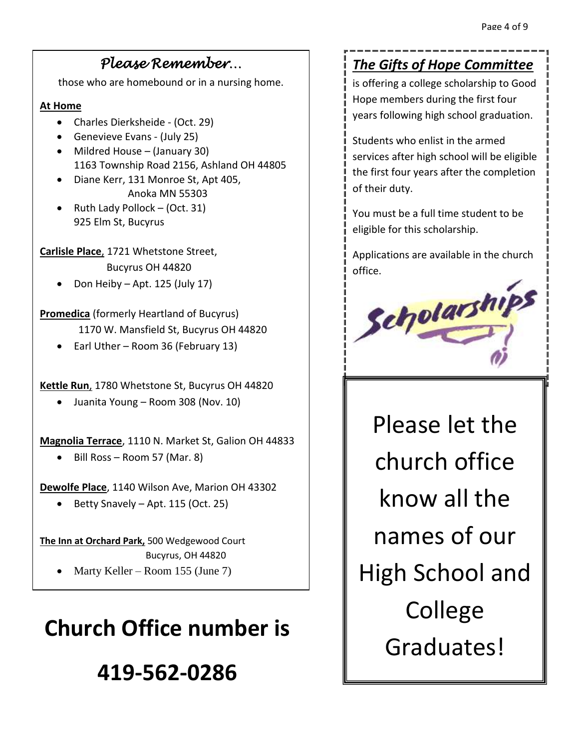## *Please Remember…*

those who are homebound or in a nursing home.

**At Home**

- Charles Dierksheide - (Oct. 29)
- Genevieve Evans - (July 25)
- Mildred House – (January 30)
  1163 Township Road 2156, Ashland OH 44805
- Diane Kerr, 131 Monroe St, Apt 405,
  Anoka MN 55303
- Ruth Lady Pollock – (Oct. 31)
  925 Elm St, Bucyrus

**Carlisle Place**, 1721 Whetstone Street,
Bucyrus OH 44820

- Don Heiby – Apt. 125 (July 17)

**Promedica** (formerly Heartland of Bucyrus)
1170 W. Mansfield St, Bucyrus OH 44820

- Earl Uther – Room 36 (February 13)

**Kettle Run**, 1780 Whetstone St, Bucyrus OH 44820

- Juanita Young – Room 308 (Nov. 10)

**Magnolia Terrace**, 1110 N. Market St, Galion OH 44833

- Bill Ross – Room 57 (Mar. 8)

**Dewolfe Place**, 1140 Wilson Ave, Marion OH 43302

- Betty Snavely – Apt. 115 (Oct. 25)

**The Inn at Orchard Park,** 500 Wedgewood Court
Bucyrus, OH 44820

- Marty Keller – Room 155 (June 7)

# Church Office number is

# 419-562-0286

## *The Gifts of Hope Committee*

is offering a college scholarship to Good Hope members during the first four years following high school graduation.

Students who enlist in the armed services after high school will be eligible the first four years after the completion of their duty.

You must be a full time student to be eligible for this scholarship.

Applications are available in the church office.

Scholarships

Please let the church office know all the names of our High School and College Graduates!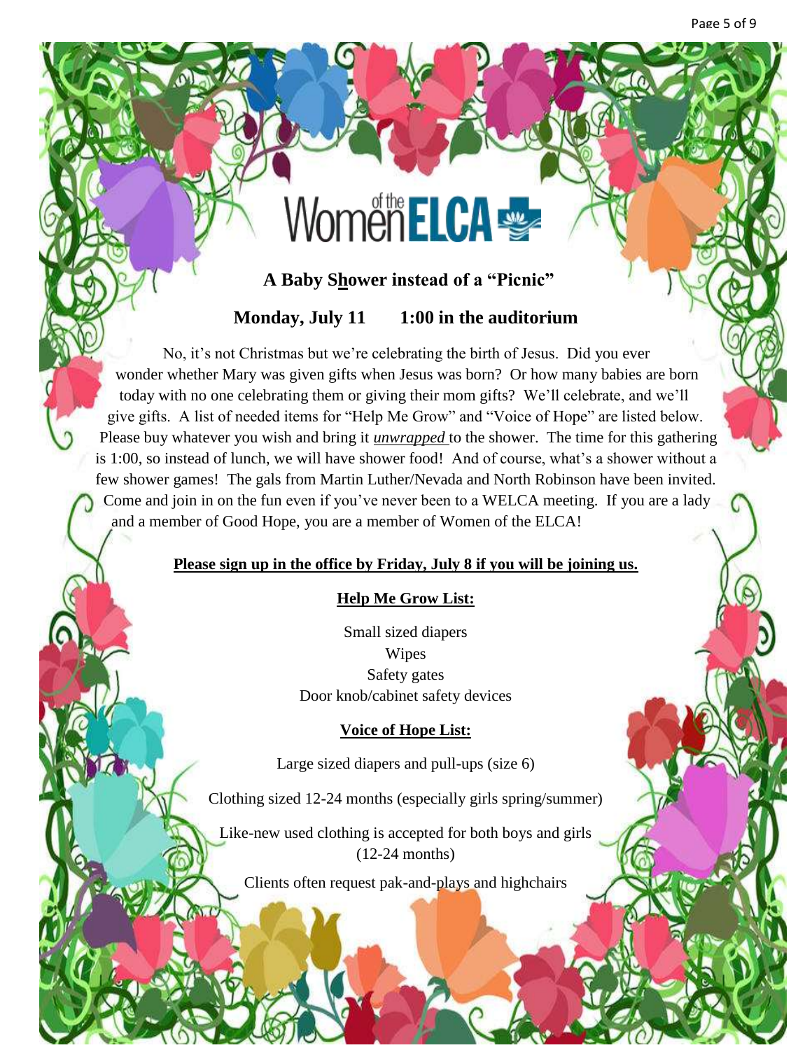# Women of the ELCA

## A Baby Shower instead of a "Picnic"

## Monday, July 11 1:00 in the auditorium

No, it's not Christmas but we're celebrating the birth of Jesus. Did you ever wonder whether Mary was given gifts when Jesus was born? Or how many babies are born today with no one celebrating them or giving their mom gifts? We'll celebrate, and we'll give gifts. A list of needed items for "Help Me Grow" and "Voice of Hope" are listed below. Please buy whatever you wish and bring it ***unwrapped*** to the shower. The time for this gathering is 1:00, so instead of lunch, we will have shower food! And of course, what's a shower without a few shower games! The gals from Martin Luther/Nevada and North Robinson have been invited. Come and join in on the fun even if you've never been to a WELCA meeting. If you are a lady and a member of Good Hope, you are a member of Women of the ELCA!

**Please sign up in the office by Friday, July 8 if you will be joining us.**

**Help Me Grow List:**

Small sized diapers
Wipes
Safety gates
Door knob/cabinet safety devices

**Voice of Hope List:**

Large sized diapers and pull-ups (size 6)

Clothing sized 12-24 months (especially girls spring/summer)

Like-new used clothing is accepted for both boys and girls (12-24 months)

Clients often request pak-and-plays and highchairs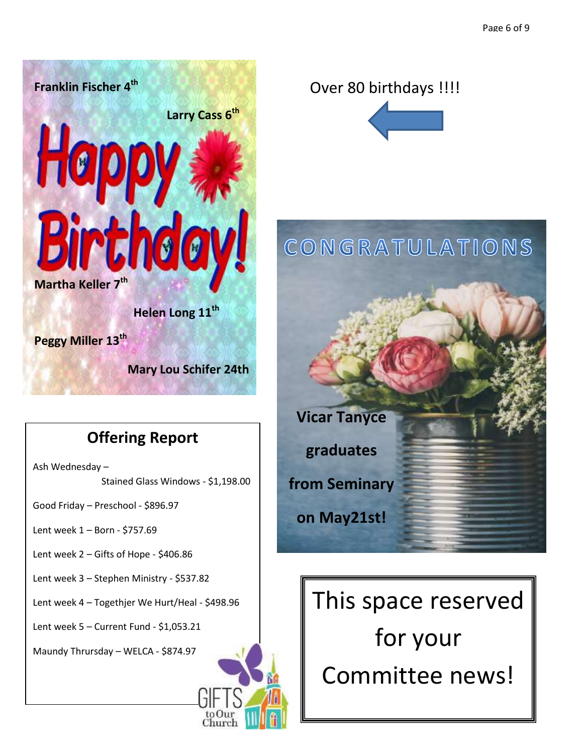Franklin Fischer 4th

Larry Cass 6th

Happy Birthday!

Martha Keller 7th

Helen Long 11th

Peggy Miller 13th

Mary Lou Schifer 24th

Over 80 birthdays !!!!

## Offering Report

Ash Wednesday –
Stained Glass Windows - $1,198.00

Good Friday – Preschool - $896.97

Lent week 1 – Born - $757.69

Lent week 2 – Gifts of Hope - $406.86

Lent week 3 – Stephen Ministry - $537.82

Lent week 4 – Togethjer We Hurt/Heal - $498.96

Lent week 5 – Current Fund - $1,053.21

Maundy Thrursday – WELCA - $874.97

GIFTS to Our Church

## CONGRATULATIONS

**Vicar Tanyce graduates from Seminary on May21st!**

This space reserved for your Committee news!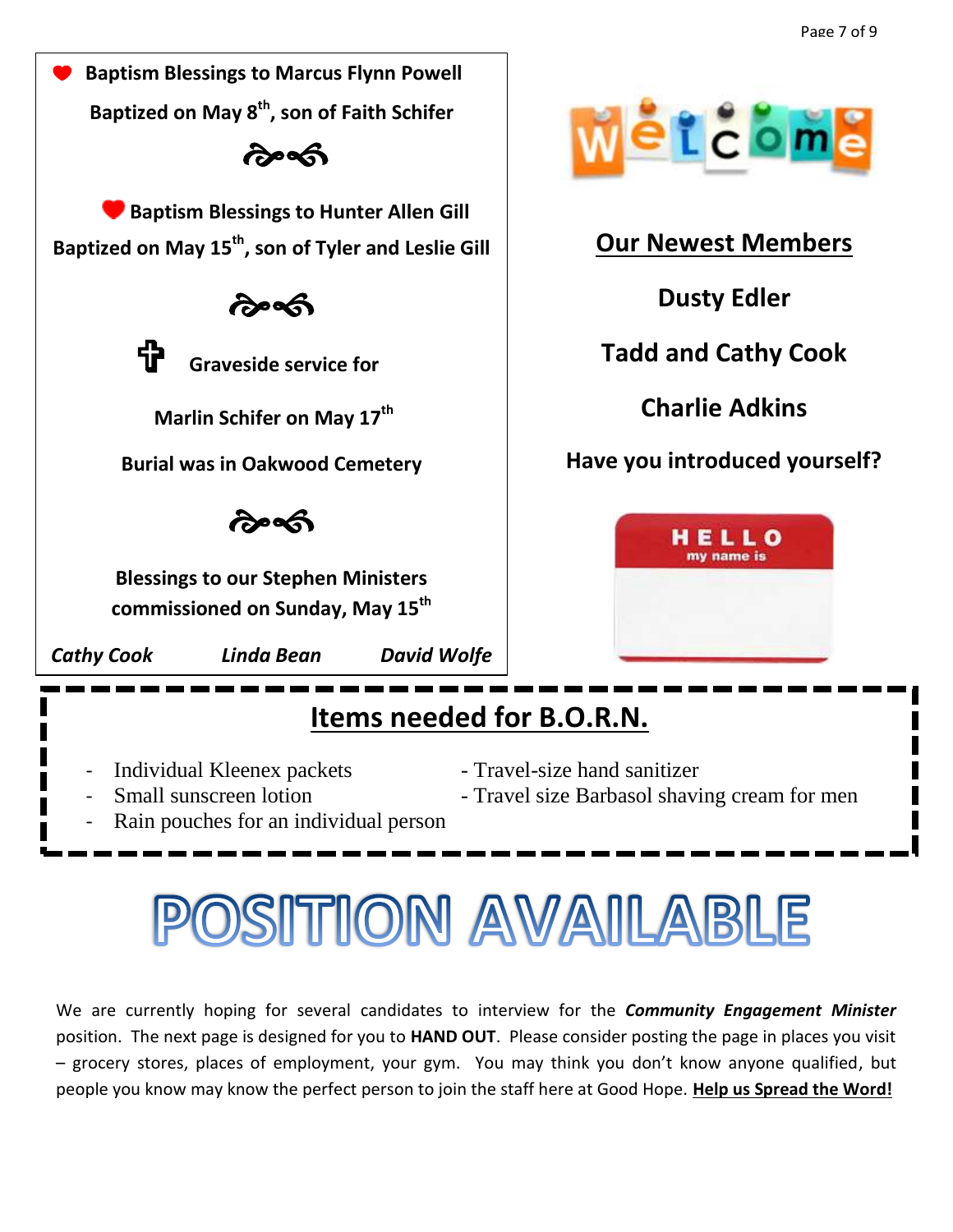**Baptism Blessings to Marcus Flynn Powell**

**Baptized on May 8th, son of Faith Schifer**

**Baptism Blessings to Hunter Allen Gill**

**Baptized on May 15th, son of Tyler and Leslie Gill**

**Graveside service for**

**Marlin Schifer on May 17th**

**Burial was in Oakwood Cemetery**

**Blessings to our Stephen Ministers commissioned on Sunday, May 15th**

***Cathy Cook*** ***Linda Bean*** ***David Wolfe***

Welcome

## Our Newest Members

**Dusty Edler**

**Tadd and Cathy Cook**

**Charlie Adkins**

**Have you introduced yourself?**

HELLO my name is

## Items needed for B.O.R.N.

- Individual Kleenex packets
- Small sunscreen lotion
- Rain pouches for an individual person
- Travel-size hand sanitizer
- Travel size Barbasol shaving cream for men

# POSITION AVAILABLE

We are currently hoping for several candidates to interview for the ***Community Engagement Minister*** position. The next page is designed for you to **HAND OUT**. Please consider posting the page in places you visit – grocery stores, places of employment, your gym. You may think you don't know anyone qualified, but people you know may know the perfect person to join the staff here at Good Hope. **Help us Spread the Word!**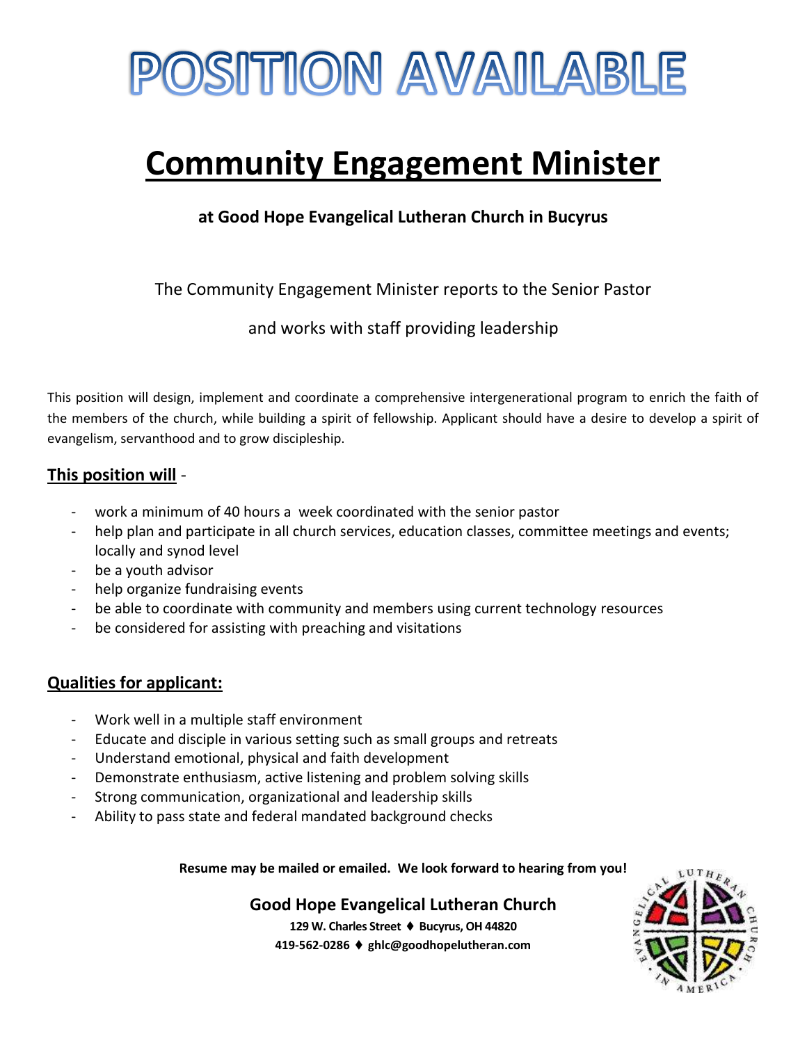# POSITION AVAILABLE

## Community Engagement Minister

**at Good Hope Evangelical Lutheran Church in Bucyrus**

The Community Engagement Minister reports to the Senior Pastor

and works with staff providing leadership

This position will design, implement and coordinate a comprehensive intergenerational program to enrich the faith of the members of the church, while building a spirit of fellowship. Applicant should have a desire to develop a spirit of evangelism, servanthood and to grow discipleship.

**This position will** -

- work a minimum of 40 hours a week coordinated with the senior pastor
- help plan and participate in all church services, education classes, committee meetings and events; locally and synod level
- be a youth advisor
- help organize fundraising events
- be able to coordinate with community and members using current technology resources
- be considered for assisting with preaching and visitations

**Qualities for applicant:**

- Work well in a multiple staff environment
- Educate and disciple in various setting such as small groups and retreats
- Understand emotional, physical and faith development
- Demonstrate enthusiasm, active listening and problem solving skills
- Strong communication, organizational and leadership skills
- Ability to pass state and federal mandated background checks

**Resume may be mailed or emailed. We look forward to hearing from you!**

**Good Hope Evangelical Lutheran Church**

**129 W. Charles Street ♦ Bucyrus, OH 44820**

**419-562-0286 ♦ ghlc@goodhopelutheran.com**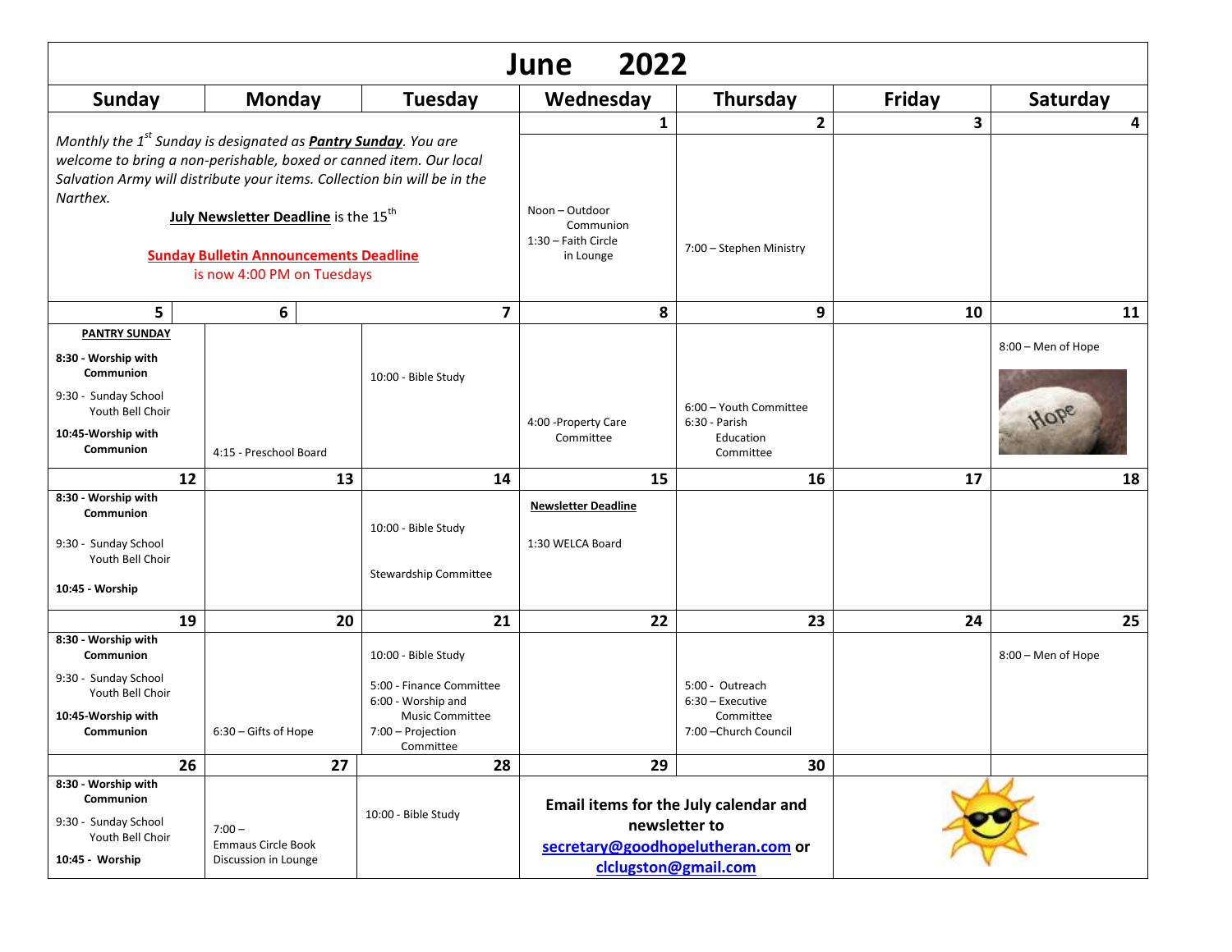# June 2022

| Sunday | Monday | Tuesday | Wednesday | Thursday | Friday | Saturday |
|---|---|---|---|---|---|---|
| *Monthly the 1st Sunday is designated as* ***Pantry Sunday****. You are welcome to bring a non-perishable, boxed or canned item. Our local Salvation Army will distribute your items. Collection bin will be in the Narthex.* **July Newsletter Deadline** is the 15th **Sunday Bulletin Announcements Deadline** is now 4:00 PM on Tuesdays | | | **1** Noon – Outdoor Communion 1:30 – Faith Circle in Lounge | **2** 7:00 – Stephen Ministry | **3** | **4** |
| **5** **PANTRY SUNDAY** **8:30 - Worship with Communion** 9:30 - Sunday School Youth Bell Choir **10:45-Worship with Communion** | **6** 4:15 - Preschool Board | **7** 10:00 - Bible Study | **8** 4:00 -Property Care Committee | **9** 6:00 – Youth Committee 6:30 - Parish Education Committee | **10** | **11** 8:00 – Men of Hope |
| **12** **8:30 - Worship with Communion** 9:30 - Sunday School Youth Bell Choir **10:45 - Worship** | **13** | **14** 10:00 - Bible Study Stewardship Committee | **15** **Newsletter Deadline** 1:30 WELCA Board | **16** | **17** | **18** |
| **19** **8:30 - Worship with Communion** 9:30 - Sunday School Youth Bell Choir **10:45-Worship with Communion** | **20** 6:30 – Gifts of Hope | **21** 10:00 - Bible Study 5:00 - Finance Committee 6:00 - Worship and Music Committee 7:00 – Projection Committee | **22** | **23** 5:00 - Outreach 6:30 – Executive Committee 7:00 –Church Council | **24** | **25** 8:00 – Men of Hope |
| **26** **8:30 - Worship with Communion** 9:30 - Sunday School Youth Bell Choir **10:45 - Worship** | **27** 7:00 – Emmaus Circle Book Discussion in Lounge | **28** 10:00 - Bible Study | **29** **Email items for the July calendar and newsletter to secretary@goodhopelutheran.com or clclugston@gmail.com** | **30** | | |